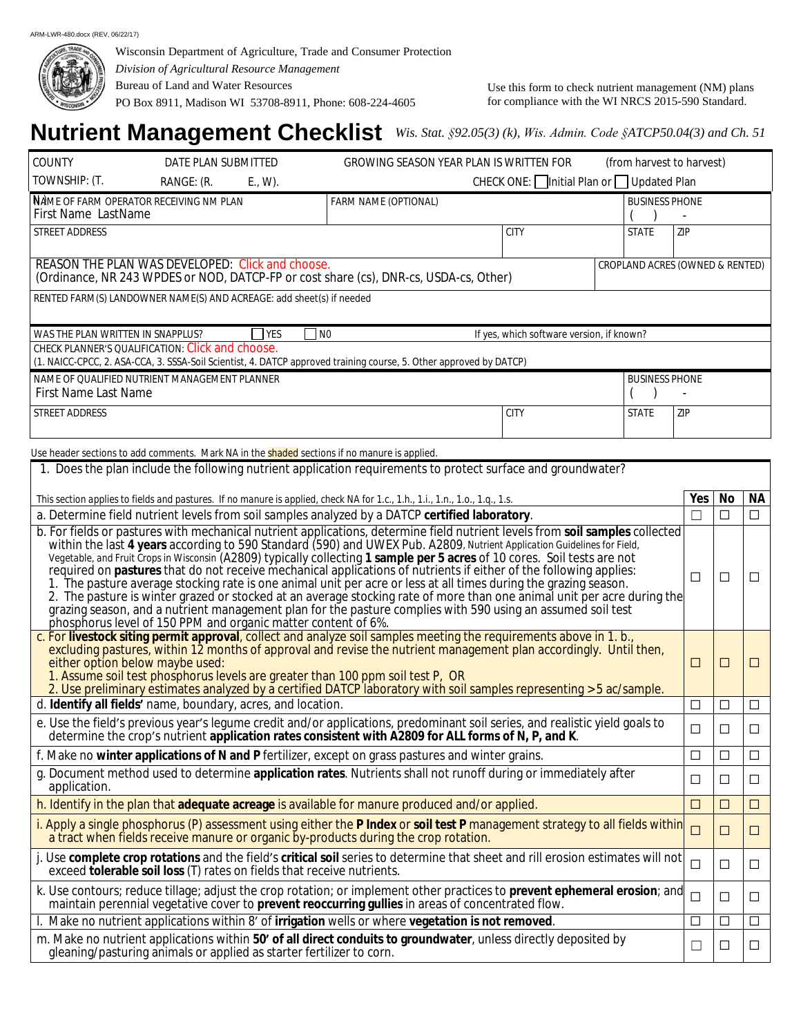ARM-LWR-480.docx (REV. 06/22/17)

Wisconsin Department of Agriculture, Trade and Consumer Protection
*Division of Agricultural Resource Management*
Bureau of Land and Water Resources
PO Box 8911, Madison WI 53708-8911, Phone: 608-224-4605

Use this form to check nutrient management (NM) plans for compliance with the WI NRCS 2015-590 Standard.

# Nutrient Management Checklist

*Wis. Stat. §92.05(3) (k), Wis. Admin. Code §ATCP50.04(3) and Ch. 51*

| COUNTY | DATE PLAN SUBMITTED | GROWING SEASON YEAR PLAN IS WRITTEN FOR (from harvest to harvest) | |
|---|---|---|---|
| TOWNSHIP: (T. | RANGE: (R. E., W). | CHECK ONE: ☐ Initial Plan or ☐ Updated Plan | |

| NAME OF FARM OPERATOR RECEIVING NM PLAN<br>First Name LastName | FARM NAME (OPTIONAL) | | BUSINESS PHONE<br>( ) - | |
|---|---|---|---|---|
| STREET ADDRESS | | CITY | STATE | ZIP |
| REASON THE PLAN WAS DEVELOPED: Click and choose.<br>(Ordinance, NR 243 WPDES or NOD, DATCP-FP or cost share (cs), DNR-cs, USDA-cs, Other) | | | CROPLAND ACRES (OWNED & RENTED) | |
| RENTED FARM(S) LANDOWNER NAME(S) AND ACREAGE: add sheet(s) if needed | | | | |
| WAS THE PLAN WRITTEN IN SNAPPLUS? ☐ YES ☐ NO | If yes, which software version, if known? | | | |
| CHECK PLANNER'S QUALIFICATION: Click and choose.<br>(1. NAICC-CPCC, 2. ASA-CCA, 3. SSSA-Soil Scientist, 4. DATCP approved training course, 5. Other approved by DATCP) | | | | |
| NAME OF QUALIFIED NUTRIENT MANAGEMENT PLANNER<br>First Name Last Name | | | BUSINESS PHONE<br>( ) - | |
| STREET ADDRESS | | CITY | STATE | ZIP |

Use header sections to add comments. Mark NA in the shaded sections if no manure is applied.

1. Does the plan include the following nutrient application requirements to protect surface and groundwater?

| This section applies to fields and pastures. If no manure is applied, check NA for 1.c., 1.h., 1.i., 1.n., 1.o., 1.q., 1.s. | Yes | No | NA |
|---|---|---|---|
| a. Determine field nutrient levels from soil samples analyzed by a DATCP **certified laboratory**. | ☐ | ☐ | ☐ |
| b. For fields or pastures with mechanical nutrient applications, determine field nutrient levels from **soil samples** collected within the last **4 years** according to 590 Standard (590) and UWEX Pub. A2809, Nutrient Application Guidelines for Field, Vegetable, and Fruit Crops in Wisconsin (A2809) typically collecting **1 sample per 5 acres** of 10 cores. Soil tests are not required on **pastures** that do not receive mechanical applications of nutrients if either of the following applies:<br>1. The pasture average stocking rate is one animal unit per acre or less at all times during the grazing season.<br>2. The pasture is winter grazed or stocked at an average stocking rate of more than one animal unit per acre during the grazing season, and a nutrient management plan for the pasture complies with 590 using an assumed soil test phosphorus level of 150 PPM and organic matter content of 6%. | ☐ | ☐ | ☐ |
| c. For **livestock siting permit approval**, collect and analyze soil samples meeting the requirements above in 1. b., excluding pastures, within 12 months of approval and revise the nutrient management plan accordingly. Until then, either option below maybe used:<br>1. Assume soil test phosphorus levels are greater than 100 ppm soil test P, OR<br>2. Use preliminary estimates analyzed by a certified DATCP laboratory with soil samples representing >5 ac/sample. | ☐ | ☐ | ☐ |
| d. **Identify all fields'** name, boundary, acres, and location. | ☐ | ☐ | ☐ |
| e. Use the field's previous year's legume credit and/or applications, predominant soil series, and realistic yield goals to determine the crop's nutrient **application rates consistent with A2809 for ALL forms of N, P, and K**. | ☐ | ☐ | ☐ |
| f. Make no **winter applications of N and P** fertilizer, except on grass pastures and winter grains. | ☐ | ☐ | ☐ |
| g. Document method used to determine **application rates**. Nutrients shall not runoff during or immediately after application. | ☐ | ☐ | ☐ |
| h. Identify in the plan that **adequate acreage** is available for manure produced and/or applied. | ☐ | ☐ | ☐ |
| i. Apply a single phosphorus (P) assessment using either the **P Index** or **soil test P** management strategy to all fields within a tract when fields receive manure or organic by-products during the crop rotation. | ☐ | ☐ | ☐ |
| j. Use **complete crop rotations** and the field's **critical soil** series to determine that sheet and rill erosion estimates will not exceed **tolerable soil loss** (T) rates on fields that receive nutrients. | ☐ | ☐ | ☐ |
| k. Use contours; reduce tillage; adjust the crop rotation; or implement other practices to **prevent ephemeral erosion**; and maintain perennial vegetative cover to **prevent reoccurring gullies** in areas of concentrated flow. | ☐ | ☐ | ☐ |
| l. Make no nutrient applications within 8' of **irrigation** wells or where **vegetation is not removed**. | ☐ | ☐ | ☐ |
| m. Make no nutrient applications within **50' of all direct conduits to groundwater**, unless directly deposited by gleaning/pasturing animals or applied as starter fertilizer to corn. | ☐ | ☐ | ☐ |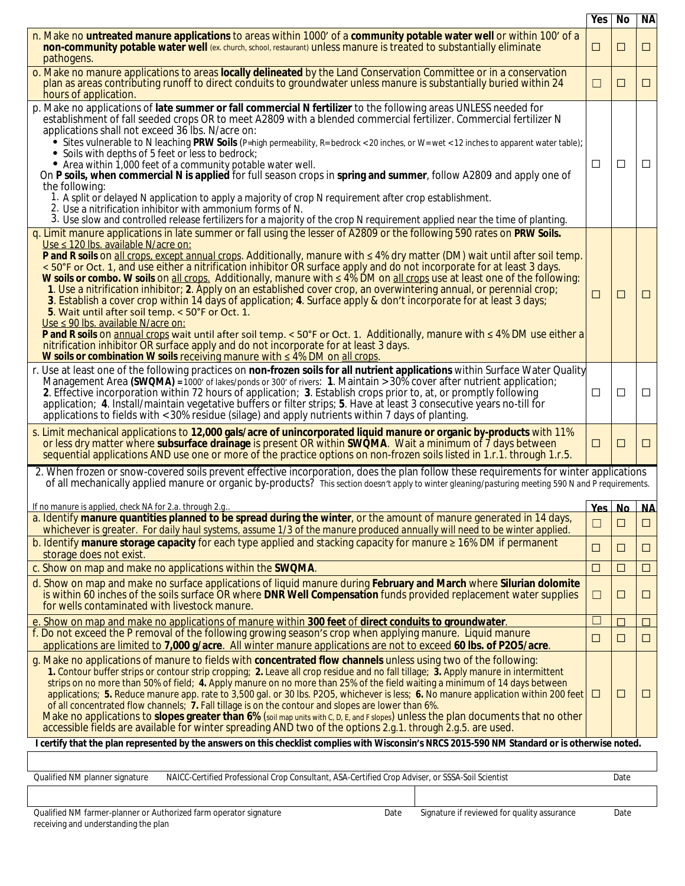| | Yes | No | NA |
|---|---|---|---|
| n. Make no **untreated manure applications** to areas within 1000' of a **community potable water well** or within 100' of a **non-community potable water well** (ex. church, school, restaurant) unless manure is treated to substantially eliminate pathogens. | ☐ | ☐ | ☐ |
| o. Make no manure applications to areas **locally delineated** by the Land Conservation Committee or in a conservation plan as areas contributing runoff to direct conduits to groundwater unless manure is substantially buried within 24 hours of application. | ☐ | ☐ | ☐ |
| p. Make no applications of **late summer or fall commercial N fertilizer** to the following areas UNLESS needed for establishment of fall seeded crops OR to meet A2809 with a blended commercial fertilizer. Commercial fertilizer N applications shall not exceed 36 lbs. N/acre on:<br>• Sites vulnerable to N leaching **PRW Soils** (P=high permeability, R= bedrock <20 inches, or W= wet <12 inches to apparent water table);<br>• Soils with depths of 5 feet or less to bedrock;<br>• Area within 1,000 feet of a community potable water well.<br>On **P soils, when commercial N is applied** for full season crops in **spring and summer**, follow A2809 and apply one of the following:<br>1. A split or delayed N application to apply a majority of crop N requirement after crop establishment.<br>2. Use a nitrification inhibitor with ammonium forms of N.<br>3. Use slow and controlled release fertilizers for a majority of the crop N requirement applied near the time of planting. | ☐ | ☐ | ☐ |
| q. Limit manure applications in late summer or fall using the lesser of A2809 or the following 590 rates on **PRW Soils.**<br>Use ≤ 120 lbs. available N/acre on:<br>**P and R soils** on all crops, except annual crops. Additionally, manure with ≤ 4% dry matter (DM) wait until after soil temp. < 50°F or Oct. 1, and use either a nitrification inhibitor OR surface apply and do not incorporate for at least 3 days.<br>**W soils or combo. W soils** on all crops. Additionally, manure with ≤ 4% DM on all crops use at least one of the following:<br>**1**. Use a nitrification inhibitor; **2**. Apply on an established cover crop, an overwintering annual, or perennial crop; **3**. Establish a cover crop within 14 days of application; **4**. Surface apply & don't incorporate for at least 3 days; **5**. Wait until after soil temp. < 50°F or Oct. 1.<br>Use ≤ 90 lbs. available N/acre on:<br>**P and R soils** on annual crops wait until after soil temp. < 50°F or Oct. 1. Additionally, manure with ≤ 4% DM use either a nitrification inhibitor OR surface apply and do not incorporate for at least 3 days.<br>**W soils or combination W soils** receiving manure with ≤ 4% DM on all crops. | ☐ | ☐ | ☐ |
| r. Use at least one of the following practices on **non-frozen soils for all nutrient applications** within Surface Water Quality Management Area **(SWQMA)** = 1000' of lakes/ponds or 300' of rivers: **1**. Maintain >30% cover after nutrient application; **2**. Effective incorporation within 72 hours of application; **3**. Establish crops prior to, at, or promptly following application; **4**. Install/maintain vegetative buffers or filter strips; **5**. Have at least 3 consecutive years no-till for applications to fields with <30% residue (silage) and apply nutrients within 7 days of planting. | ☐ | ☐ | ☐ |
| s. Limit mechanical applications to **12,000 gals/acre of unincorporated liquid manure or organic by-products** with 11% or less dry matter where **subsurface drainage** is present OR within **SWQMA**. Wait a minimum of 7 days between sequential applications AND use one or more of the practice options on non-frozen soils listed in 1.r.1. through 1.r.5. | ☐ | ☐ | ☐ |

2. When frozen or snow-covered soils prevent effective incorporation, does the plan follow these requirements for winter applications of all mechanically applied manure or organic by-products? This section doesn't apply to winter gleaning/pasturing meeting 590 N and P requirements.

| If no manure is applied, check NA for 2.a. through 2.g.. | Yes | No | NA |
|---|---|---|---|
| a. Identify **manure quantities planned to be spread during the winter**, or the amount of manure generated in 14 days, whichever is greater. For daily haul systems, assume 1/3 of the manure produced annually will need to be winter applied. | ☐ | ☐ | ☐ |
| b. Identify **manure storage capacity** for each type applied and stacking capacity for manure ≥ 16% DM if permanent storage does not exist. | ☐ | ☐ | ☐ |
| c. Show on map and make no applications within the **SWQMA**. | ☐ | ☐ | ☐ |
| d. Show on map and make no surface applications of liquid manure during **February and March** where **Silurian dolomite** is within 60 inches of the soils surface OR where **DNR Well Compensation** funds provided replacement water supplies for wells contaminated with livestock manure. | ☐ | ☐ | ☐ |
| e. Show on map and make no applications of manure within **300 feet** of **direct conduits to groundwater**. | ☐ | ☐ | ☐ |
| f. Do not exceed the P removal of the following growing season's crop when applying manure. Liquid manure applications are limited to **7,000 g/acre**. All winter manure applications are not to exceed **60 lbs. of P2O5/acre**. | ☐ | ☐ | ☐ |
| g. Make no applications of manure to fields with **concentrated flow channels** unless using two of the following:<br>**1.** Contour buffer strips or contour strip cropping; **2.** Leave all crop residue and no fall tillage; **3.** Apply manure in intermittent strips on no more than 50% of field; **4.** Apply manure on no more than 25% of the field waiting a minimum of 14 days between applications; **5.** Reduce manure app. rate to 3,500 gal. or 30 lbs. P2O5, whichever is less; **6.** No manure application within 200 feet of all concentrated flow channels; **7.** Fall tillage is on the contour and slopes are lower than 6%.<br>Make no applications to **slopes greater than 6%** (soil map units with C, D, E, and F slopes) unless the plan documents that no other accessible fields are available for winter spreading AND two of the options 2.g.1. through 2.g.5. are used. | ☐ | ☐ | ☐ |

**I certify that the plan represented by the answers on this checklist complies with Wisconsin's NRCS 2015-590 NM Standard or is otherwise noted.**

Qualified NM planner signature    NAICC-Certified Professional Crop Consultant, ASA-Certified Crop Adviser, or SSSA-Soil Scientist    Date

Qualified NM farmer-planner or Authorized farm operator signature receiving and understanding the plan    Date    Signature if reviewed for quality assurance    Date